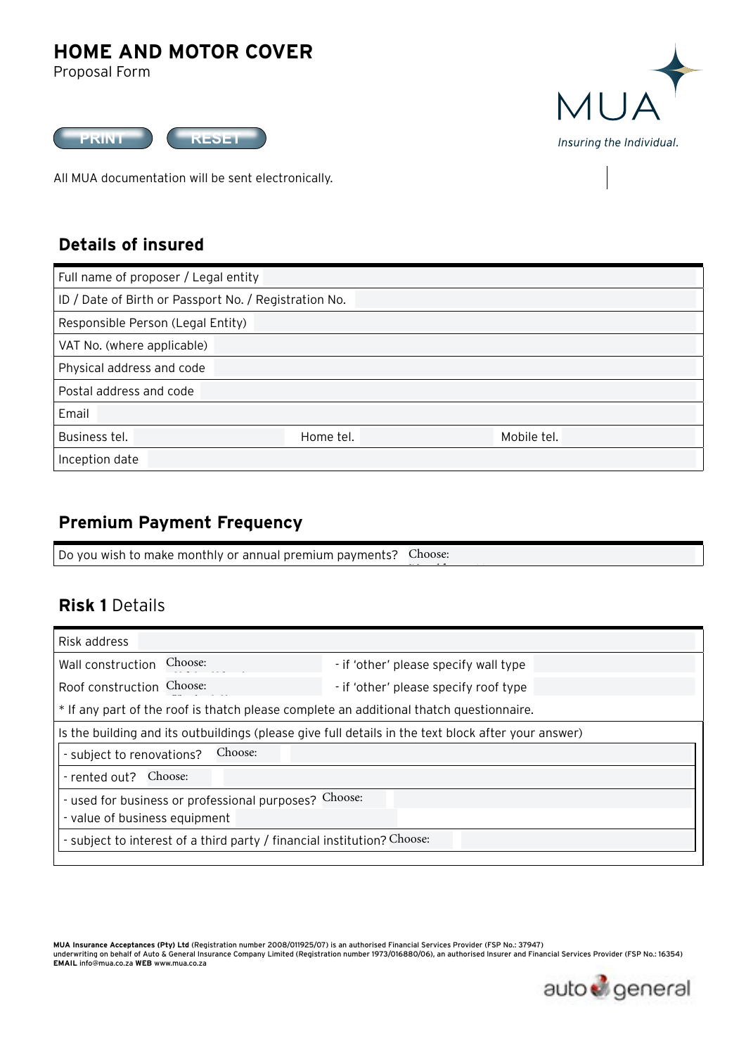# HOME AND MOTOR COVER

Proposal Form

PRINT RESET

MUA

*Insuring the Individual.*

All MUA documentation will be sent electronically.

## Details of insured

| | |
|---|---|
| Full name of proposer / Legal entity | |
| ID / Date of Birth or Passport No. / Registration No. | |
| Responsible Person (Legal Entity) | |
| VAT No. (where applicable) | |
| Physical address and code | |
| Postal address and code | |
| Email | |
| Business tel. | Home tel. | Mobile tel. |
| Inception date | |

## Premium Payment Frequency

| | |
|---|---|
| Do you wish to make monthly or annual premium payments? | Choose: |

## **Risk 1** Details

| | | | |
|---|---|---|---|
| Risk address | | | |
| Wall construction | Choose: | - if 'other' please specify wall type | |
| Roof construction | Choose: | - if 'other' please specify roof type | |

* If any part of the roof is thatch please complete an additional thatch questionnaire.

Is the building and its outbuildings (please give full details in the text block after your answer)

| | | |
|---|---|---|
| - subject to renovations? | Choose: | |
| - rented out? | Choose: | |
| - used for business or professional purposes? | Choose: | |
| - value of business equipment | | |
| - subject to interest of a third party / financial institution? | Choose: | |

**MUA Insurance Acceptances (Pty) Ltd** (Registration number 2008/011925/07) is an authorised Financial Services Provider (FSP No.: 37947)
underwriting on behalf of Auto & General Insurance Company Limited (Registration number 1973/016880/06), an authorised Insurer and Financial Services Provider (FSP No.: 16354)
**EMAIL** info@mua.co.za **WEB** www.mua.co.za

auto general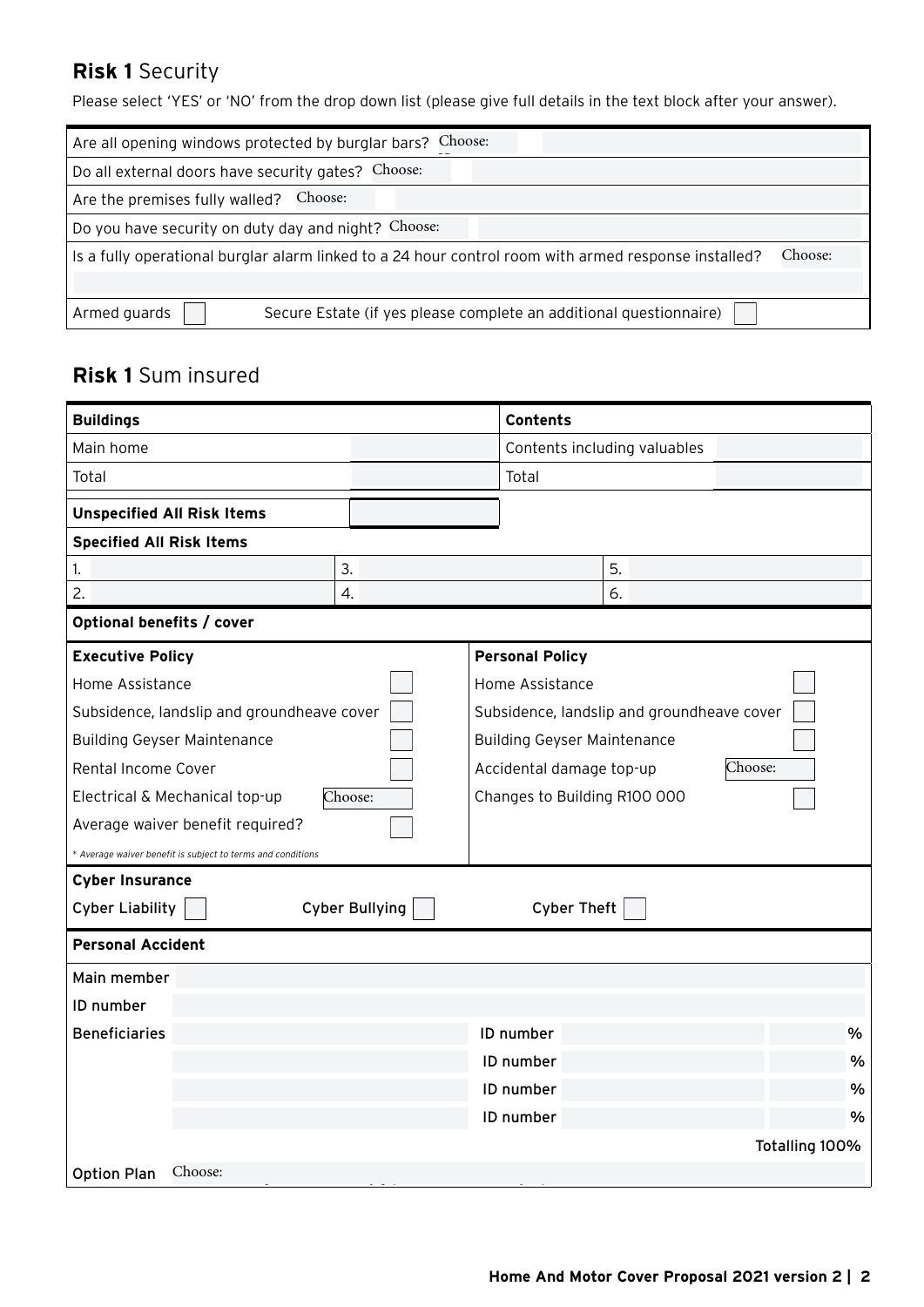## **Risk 1** Security

Please select 'YES' or 'NO' from the drop down list (please give full details in the text block after your answer).

| | |
|---|---|
| Are all opening windows protected by burglar bars? Choose: | |
| Do all external doors have security gates? Choose: | |
| Are the premises fully walled? Choose: | |
| Do you have security on duty day and night? Choose: | |
| Is a fully operational burglar alarm linked to a 24 hour control room with armed response installed? Choose: | |
| Armed guards ☐ | Secure Estate (if yes please complete an additional questionnaire) ☐ |

## **Risk 1** Sum insured

| **Buildings** | | **Contents** | |
|---|---|---|---|
| Main home | | Contents including valuables | |
| Total | | Total | |

| **Unspecified All Risk Items** | |
|---|---|

**Specified All Risk Items**

| | | |
|---|---|---|
| 1. | 3. | 5. |
| 2. | 4. | 6. |

**Optional benefits / cover**

| **Executive Policy** | | **Personal Policy** | |
|---|---|---|---|
| Home Assistance | ☐ | Home Assistance | ☐ |
| Subsidence, landslip and groundheave cover | ☐ | Subsidence, landslip and groundheave cover | ☐ |
| Building Geyser Maintenance | ☐ | Building Geyser Maintenance | ☐ |
| Rental Income Cover | ☐ | Accidental damage top-up | Choose: |
| Electrical & Mechanical top-up | Choose: | Changes to Building R100 000 | ☐ |
| Average waiver benefit required? | ☐ | | |

*\* Average waiver benefit is subject to terms and conditions*

**Cyber Insurance**

Cyber Liability ☐ Cyber Bullying ☐ Cyber Theft ☐

**Personal Accident**

| | | | | |
|---|---|---|---|---|
| Main member | | | | |
| ID number | | | | |
| Beneficiaries | | ID number | | % |
| | | ID number | | % |
| | | ID number | | % |
| | | ID number | | % |
| | | | | Totalling 100% |
| Option Plan | Choose: | | | |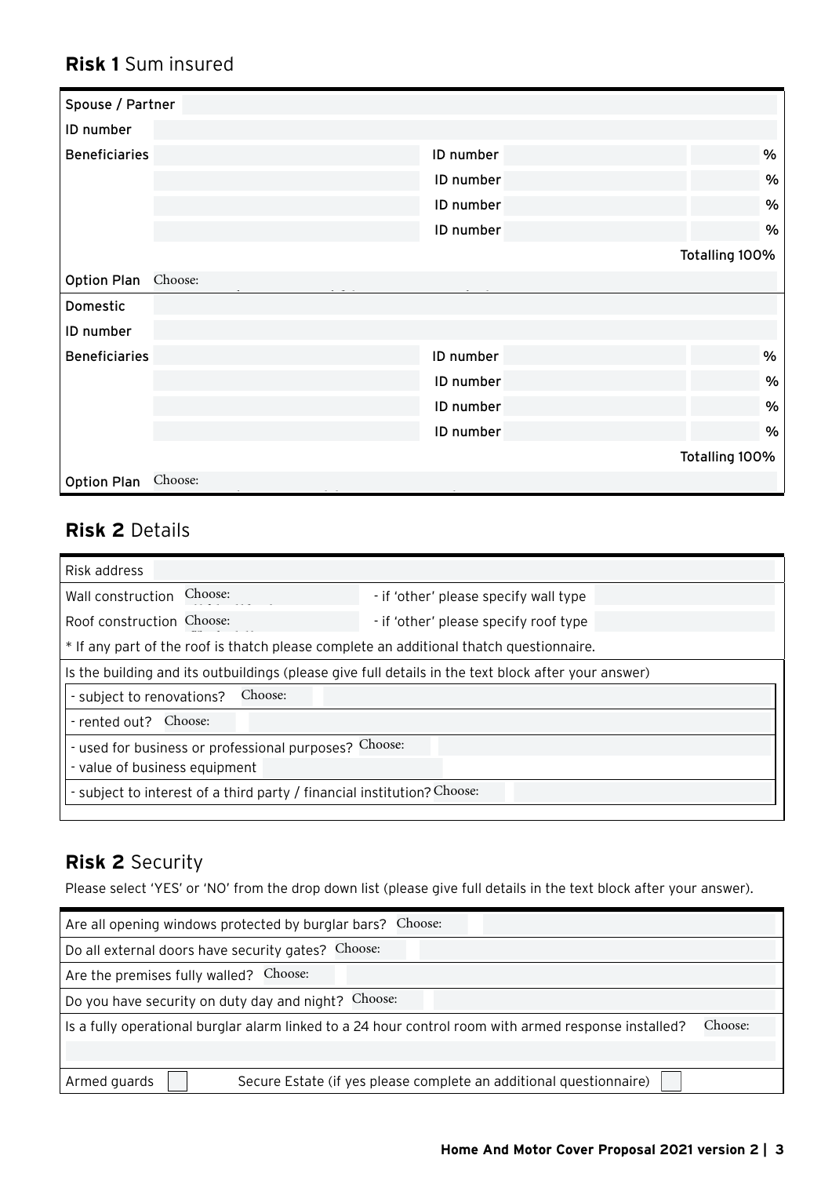## **Risk 1** Sum insured

| | | | | |
|---|---|---|---|---|
| Spouse / Partner | | | | |
| ID number | | | | |
| Beneficiaries | | ID number | | % |
| | | ID number | | % |
| | | ID number | | % |
| | | ID number | | % |
| | | | | Totalling 100% |
| Option Plan | Choose: | | | |
| Domestic | | | | |
| ID number | | | | |
| Beneficiaries | | ID number | | % |
| | | ID number | | % |
| | | ID number | | % |
| | | ID number | | % |
| | | | | Totalling 100% |
| Option Plan | Choose: | | | |

## **Risk 2** Details

| | | | |
|---|---|---|---|
| Risk address | | | |
| Wall construction | Choose: | - if 'other' please specify wall type | |
| Roof construction | Choose: | - if 'other' please specify roof type | |

* If any part of the roof is thatch please complete an additional thatch questionnaire.

Is the building and its outbuildings (please give full details in the text block after your answer)

| | | |
|---|---|---|
| - subject to renovations? | Choose: | |
| - rented out? | Choose: | |
| - used for business or professional purposes? | Choose: | |
| - value of business equipment | | |
| - subject to interest of a third party / financial institution? | Choose: | |

## **Risk 2** Security

Please select 'YES' or 'NO' from the drop down list (please give full details in the text block after your answer).

| | | |
|---|---|---|
| Are all opening windows protected by burglar bars? | Choose: | |
| Do all external doors have security gates? | Choose: | |
| Are the premises fully walled? | Choose: | |
| Do you have security on duty day and night? | Choose: | |
| Is a fully operational burglar alarm linked to a 24 hour control room with armed response installed? | Choose: | |

Armed guards ☐ Secure Estate (if yes please complete an additional questionnaire) ☐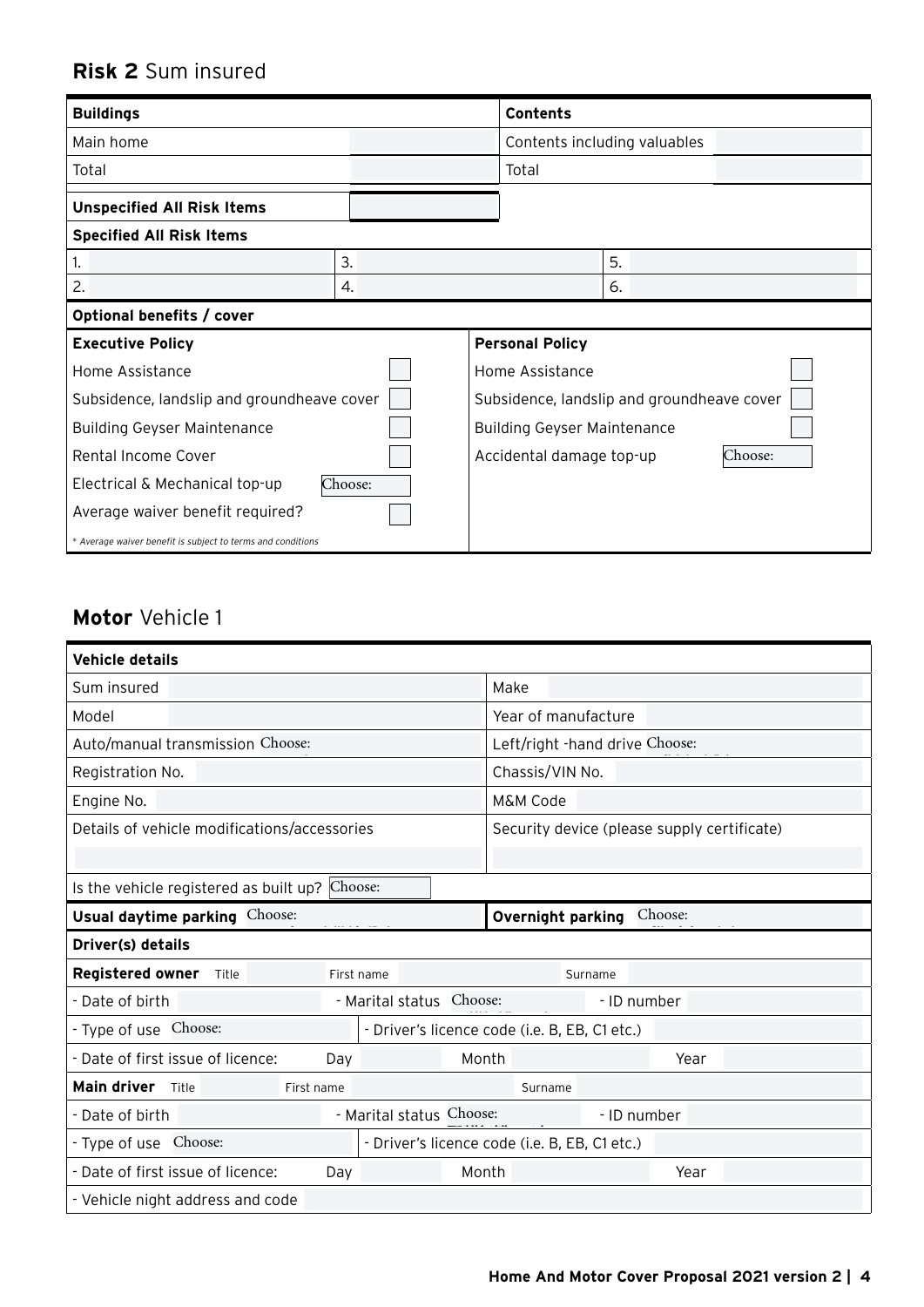## **Risk 2** Sum insured

| **Buildings** | | **Contents** | |
|---|---|---|---|
| Main home | | Contents including valuables | |
| Total | | Total | |
| **Unspecified All Risk Items** | | | |

**Specified All Risk Items**

| | | |
|---|---|---|
| 1. | 3. | 5. |
| 2. | 4. | 6. |

**Optional benefits / cover**

| **Executive Policy** | | **Personal Policy** | |
|---|---|---|---|
| Home Assistance | ☐ | Home Assistance | ☐ |
| Subsidence, landslip and groundheave cover | ☐ | Subsidence, landslip and groundheave cover | ☐ |
| Building Geyser Maintenance | ☐ | Building Geyser Maintenance | ☐ |
| Rental Income Cover | ☐ | Accidental damage top-up | Choose: |
| Electrical & Mechanical top-up | Choose: | | |
| Average waiver benefit required? | ☐ | | |

*\* Average waiver benefit is subject to terms and conditions*

## **Motor** Vehicle 1

**Vehicle details**

| | |
|---|---|
| Sum insured | Make |
| Model | Year of manufacture |
| Auto/manual transmission Choose: | Left/right -hand drive Choose: |
| Registration No. | Chassis/VIN No. |
| Engine No. | M&M Code |
| Details of vehicle modifications/accessories | Security device (please supply certificate) |

Is the vehicle registered as built up? Choose:

| | |
|---|---|
| **Usual daytime parking** Choose: | **Overnight parking** Choose: |

**Driver(s) details**

**Registered owner** Title First name Surname

- Date of birth - Marital status Choose: - ID number
- Type of use Choose: - Driver's licence code (i.e. B, EB, C1 etc.)
- Date of first issue of licence: Day Month Year

**Main driver** Title First name Surname

- Date of birth - Marital status Choose: - ID number
- Type of use Choose: - Driver's licence code (i.e. B, EB, C1 etc.)
- Date of first issue of licence: Day Month Year
- Vehicle night address and code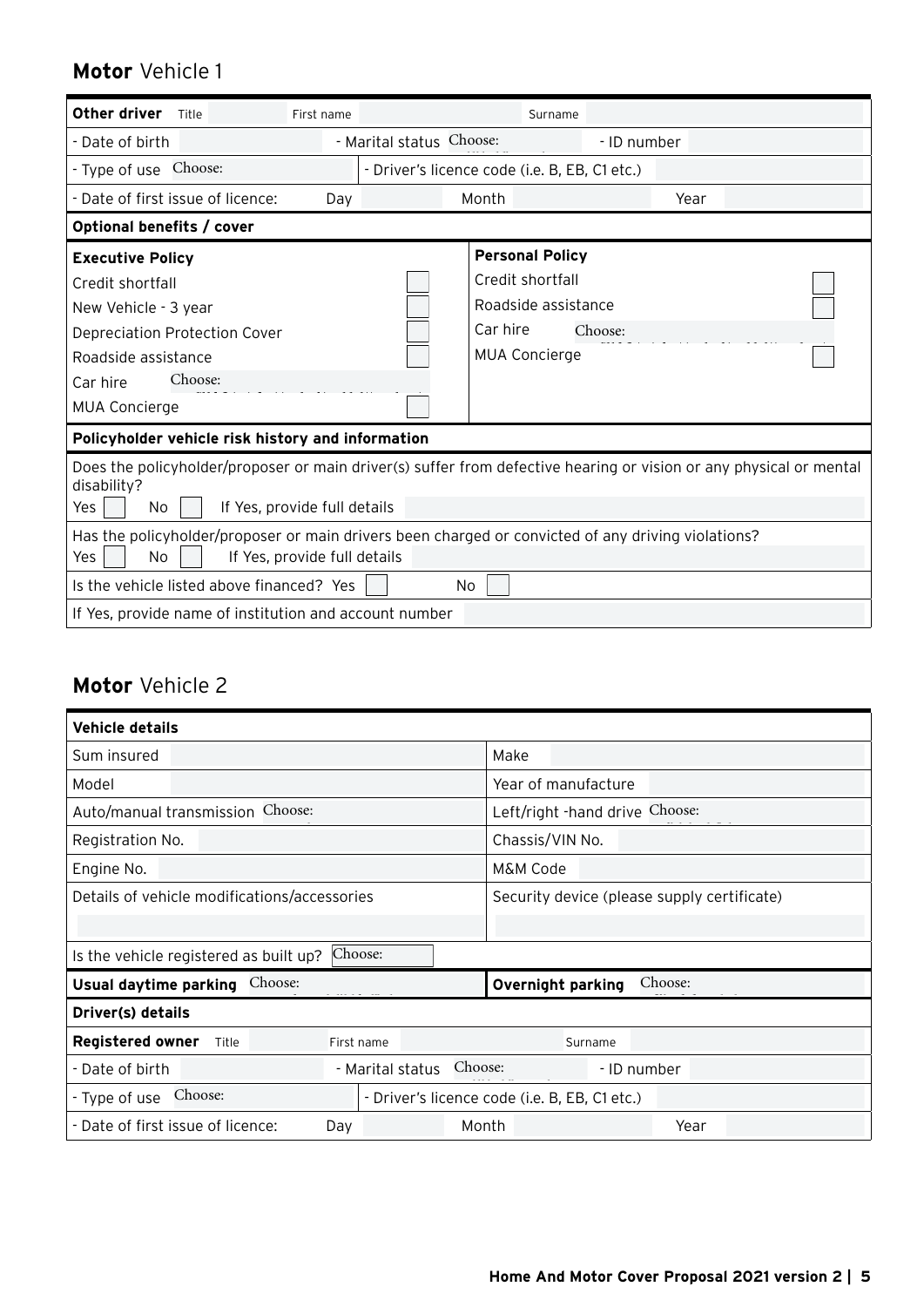## **Motor** Vehicle 1

| **Other driver** Title | First name | Surname |
|---|---|---|
| - Date of birth | - Marital status Choose: | - ID number |
| - Type of use Choose: | - Driver's licence code (i.e. B, EB, C1 etc.) | |
| - Date of first issue of licence: Day | Month | Year |

**Optional benefits / cover**

| **Executive Policy** | | **Personal Policy** | |
|---|---|---|---|
| Credit shortfall | ☐ | Credit shortfall | ☐ |
| New Vehicle - 3 year | ☐ | Roadside assistance | ☐ |
| Depreciation Protection Cover | ☐ | Car hire Choose: | |
| Roadside assistance | ☐ | MUA Concierge | ☐ |
| Car hire Choose: | | | |
| MUA Concierge | ☐ | | |

**Policyholder vehicle risk history and information**

Does the policyholder/proposer or main driver(s) suffer from defective hearing or vision or any physical or mental disability?
Yes ☐ No ☐ If Yes, provide full details

Has the policyholder/proposer or main drivers been charged or convicted of any driving violations?
Yes ☐ No ☐ If Yes, provide full details

Is the vehicle listed above financed? Yes ☐ No ☐

If Yes, provide name of institution and account number

## **Motor** Vehicle 2

| **Vehicle details** | |
|---|---|
| Sum insured | Make |
| Model | Year of manufacture |
| Auto/manual transmission Choose: | Left/right -hand drive Choose: |
| Registration No. | Chassis/VIN No. |
| Engine No. | M&M Code |
| Details of vehicle modifications/accessories | Security device (please supply certificate) |
| Is the vehicle registered as built up? Choose: | |
| **Usual daytime parking** Choose: | **Overnight parking** Choose: |

**Driver(s) details**

| **Registered owner** Title | First name | Surname |
|---|---|---|
| - Date of birth | - Marital status Choose: | - ID number |
| - Type of use Choose: | - Driver's licence code (i.e. B, EB, C1 etc.) | |
| - Date of first issue of licence: Day | Month | Year |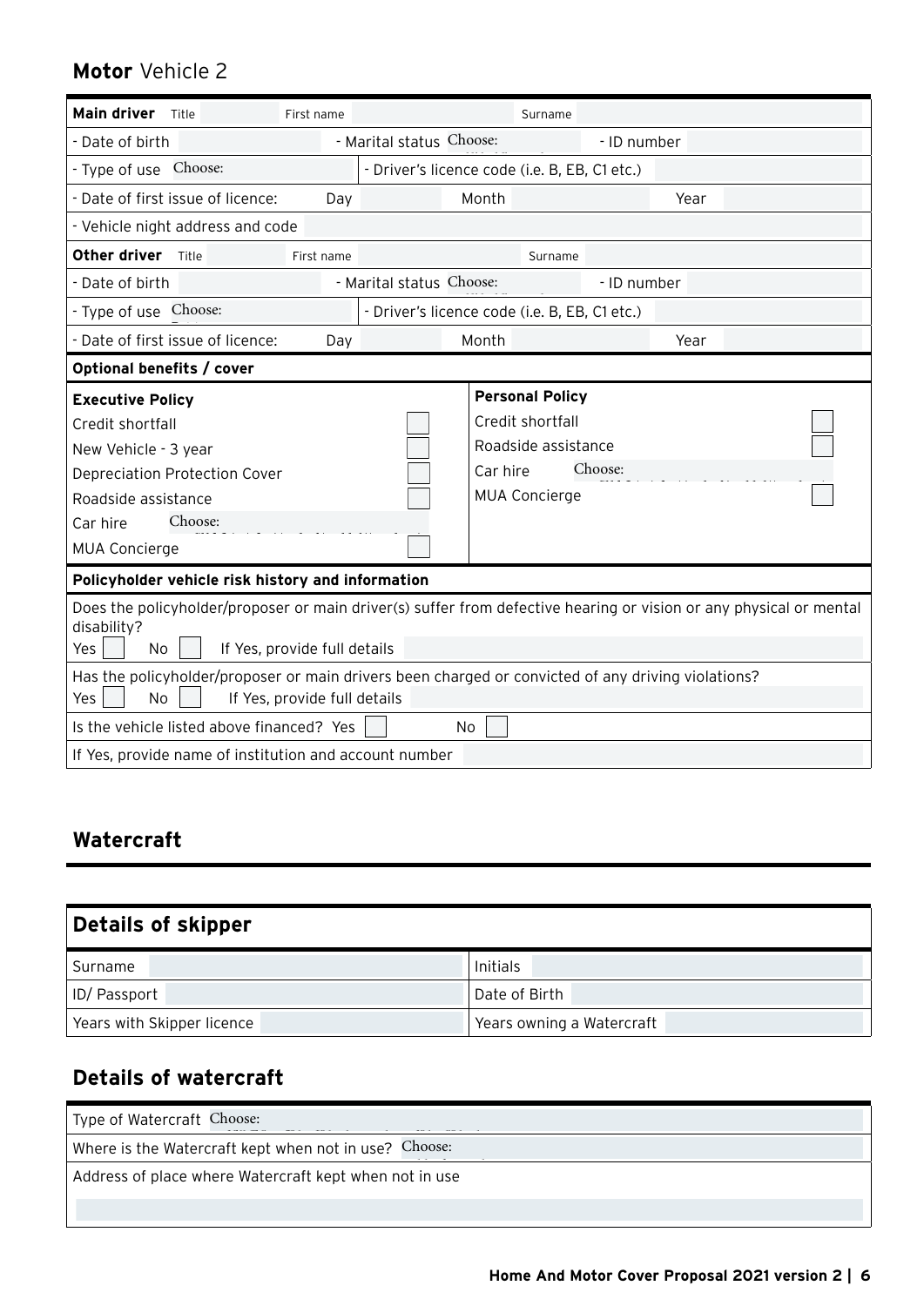## **Motor** Vehicle 2

| **Main driver** Title | First name | Surname |
|---|---|---|
| - Date of birth | - Marital status Choose: | - ID number |
| - Type of use Choose: | - Driver's licence code (i.e. B, EB, C1 etc.) | |
| - Date of first issue of licence: Day | Month | Year |
| - Vehicle night address and code | | |
| **Other driver** Title | First name | Surname |
| - Date of birth | - Marital status Choose: | - ID number |
| - Type of use Choose: | - Driver's licence code (i.e. B, EB, C1 etc.) | |
| - Date of first issue of licence: Day | Month | Year |

**Optional benefits / cover**

| **Executive Policy** | | **Personal Policy** | |
|---|---|---|---|
| Credit shortfall | ☐ | Credit shortfall | ☐ |
| New Vehicle - 3 year | ☐ | Roadside assistance | ☐ |
| Depreciation Protection Cover | ☐ | Car hire Choose: | |
| Roadside assistance | ☐ | MUA Concierge | ☐ |
| Car hire Choose: | | | |
| MUA Concierge | ☐ | | |

**Policyholder vehicle risk history and information**

Does the policyholder/proposer or main driver(s) suffer from defective hearing or vision or any physical or mental disability?
Yes ☐ No ☐ If Yes, provide full details

Has the policyholder/proposer or main drivers been charged or convicted of any driving violations?
Yes ☐ No ☐ If Yes, provide full details

Is the vehicle listed above financed? Yes ☐ No ☐

If Yes, provide name of institution and account number

## Watercraft

### Details of skipper

| | |
|---|---|
| Surname | Initials |
| ID/ Passport | Date of Birth |
| Years with Skipper licence | Years owning a Watercraft |

### Details of watercraft

Type of Watercraft Choose:

Where is the Watercraft kept when not in use? Choose:

Address of place where Watercraft kept when not in use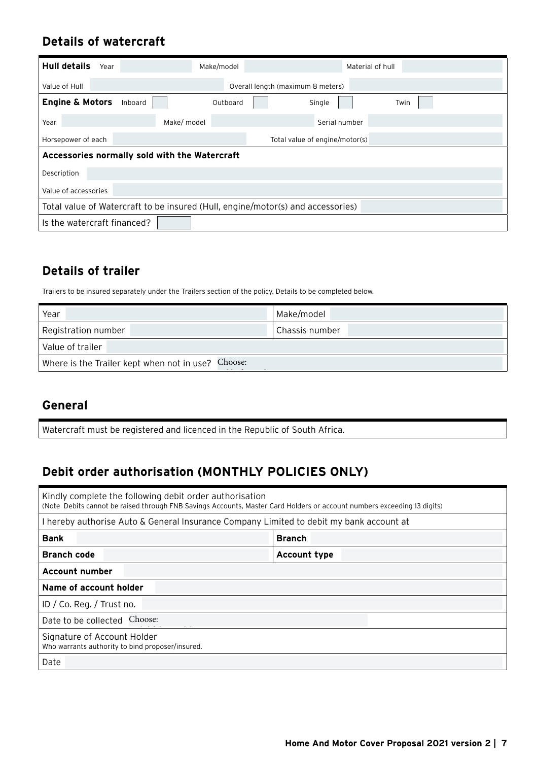## Details of watercraft

| **Hull details** Year | | Make/model | | Material of hull | |
|---|---|---|---|---|---|
| Value of Hull | | Overall length (maximum 8 meters) | | | |
| **Engine & Motors** Inboard | | Outboard | | Single | Twin |
| Year | | Make/ model | | Serial number | |
| Horsepower of each | | Total value of engine/motor(s) | | | |
| **Accessories normally sold with the Watercraft** | | | | | |
| Description | | | | | |
| Value of accessories | | | | | |
| Total value of Watercraft to be insured (Hull, engine/motor(s) and accessories) | | | | | |
| Is the watercraft financed? | | | | | |

## Details of trailer

Trailers to be insured separately under the Trailers section of the policy. Details to be completed below.

| Year | | Make/model | |
|---|---|---|---|
| Registration number | | Chassis number | |
| Value of trailer | | | |
| Where is the Trailer kept when not in use? Choose: | | | |

## General

Watercraft must be registered and licenced in the Republic of South Africa.

## Debit order authorisation (MONTHLY POLICIES ONLY)

| Kindly complete the following debit order authorisation (Note Debits cannot be raised through FNB Savings Accounts, Master Card Holders or account numbers exceeding 13 digits) | | | |
|---|---|---|---|
| I hereby authorise Auto & General Insurance Company Limited to debit my bank account at | | | |
| **Bank** | | **Branch** | |
| **Branch code** | | **Account type** | |
| **Account number** | | | |
| **Name of account holder** | | | |
| ID / Co. Reg. / Trust no. | | | |
| Date to be collected Choose: | | | |
| Signature of Account Holder Who warrants authority to bind proposer/insured. | | | |
| Date | | | |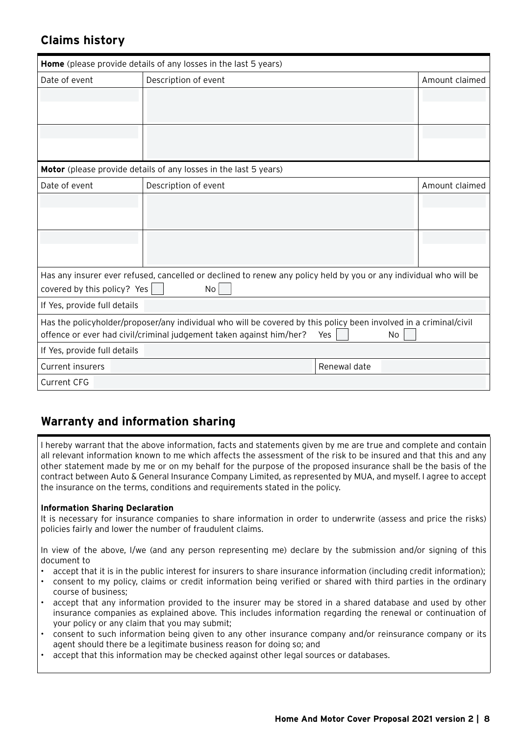## Claims history

| **Home** (please provide details of any losses in the last 5 years) | | |
|---|---|---|
| Date of event | Description of event | Amount claimed |
| | | |
| | | |

| **Motor** (please provide details of any losses in the last 5 years) | | |
|---|---|---|
| Date of event | Description of event | Amount claimed |
| | | |
| | | |

Has any insurer ever refused, cancelled or declined to renew any policy held by you or any individual who will be covered by this policy? Yes ☐ No ☐

If Yes, provide full details

Has the policyholder/proposer/any individual who will be covered by this policy been involved in a criminal/civil offence or ever had civil/criminal judgement taken against him/her? Yes ☐ No ☐

If Yes, provide full details

| Current insurers | | Renewal date | |
|---|---|---|---|

Current CFG

## Warranty and information sharing

I hereby warrant that the above information, facts and statements given by me are true and complete and contain all relevant information known to me which affects the assessment of the risk to be insured and that this and any other statement made by me or on my behalf for the purpose of the proposed insurance shall be the basis of the contract between Auto & General Insurance Company Limited, as represented by MUA, and myself. I agree to accept the insurance on the terms, conditions and requirements stated in the policy.

**Information Sharing Declaration**

It is necessary for insurance companies to share information in order to underwrite (assess and price the risks) policies fairly and lower the number of fraudulent claims.

In view of the above, I/we (and any person representing me) declare by the submission and/or signing of this document to

- accept that it is in the public interest for insurers to share insurance information (including credit information);
- consent to my policy, claims or credit information being verified or shared with third parties in the ordinary course of business;
- accept that any information provided to the insurer may be stored in a shared database and used by other insurance companies as explained above. This includes information regarding the renewal or continuation of your policy or any claim that you may submit;
- consent to such information being given to any other insurance company and/or reinsurance company or its agent should there be a legitimate business reason for doing so; and
- accept that this information may be checked against other legal sources or databases.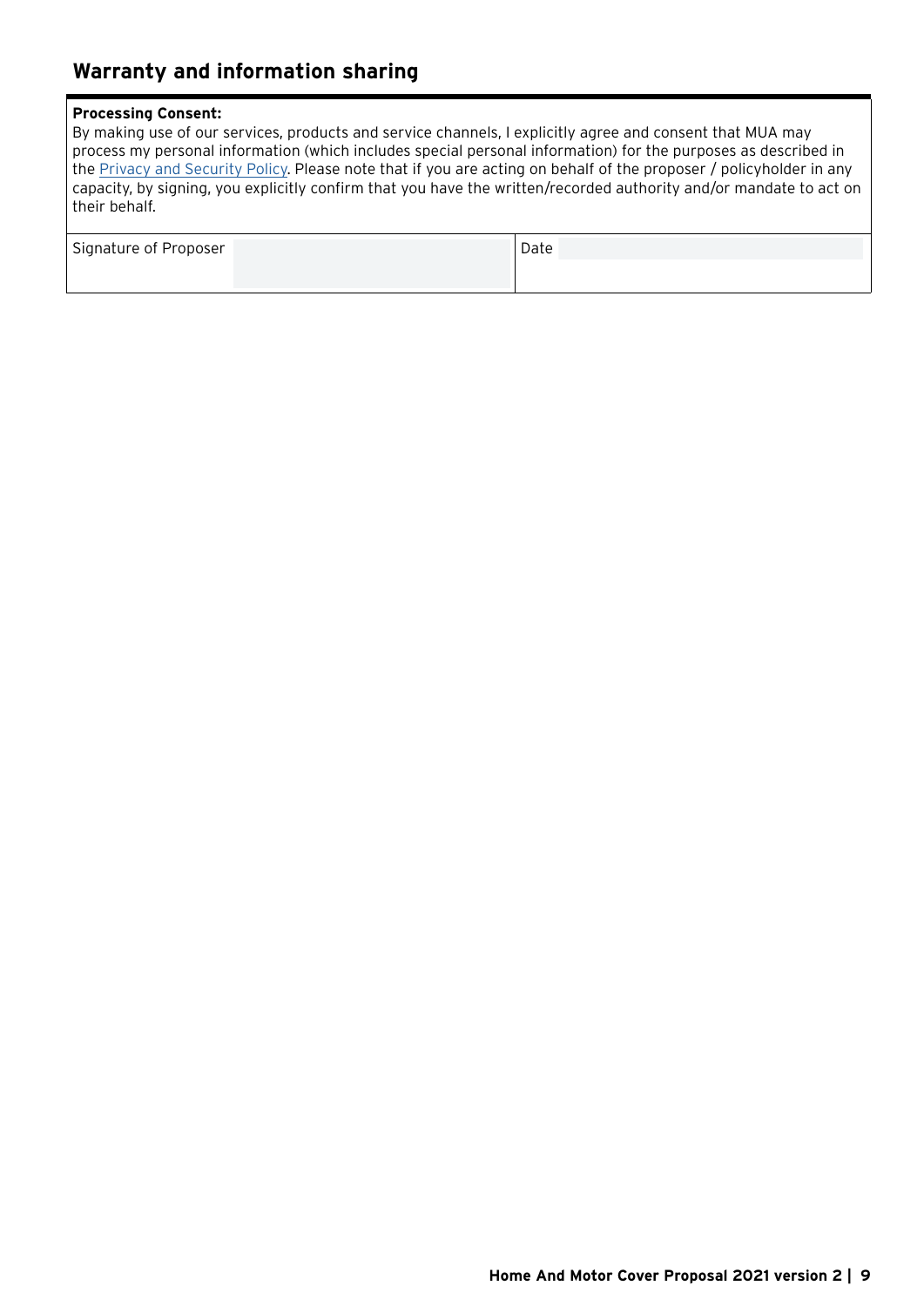## Warranty and information sharing

**Processing Consent:**
By making use of our services, products and service channels, I explicitly agree and consent that MUA may process my personal information (which includes special personal information) for the purposes as described in the Privacy and Security Policy. Please note that if you are acting on behalf of the proposer / policyholder in any capacity, by signing, you explicitly confirm that you have the written/recorded authority and/or mandate to act on their behalf.

| | | | |
|---|---|---|---|
| Signature of Proposer | | Date | |